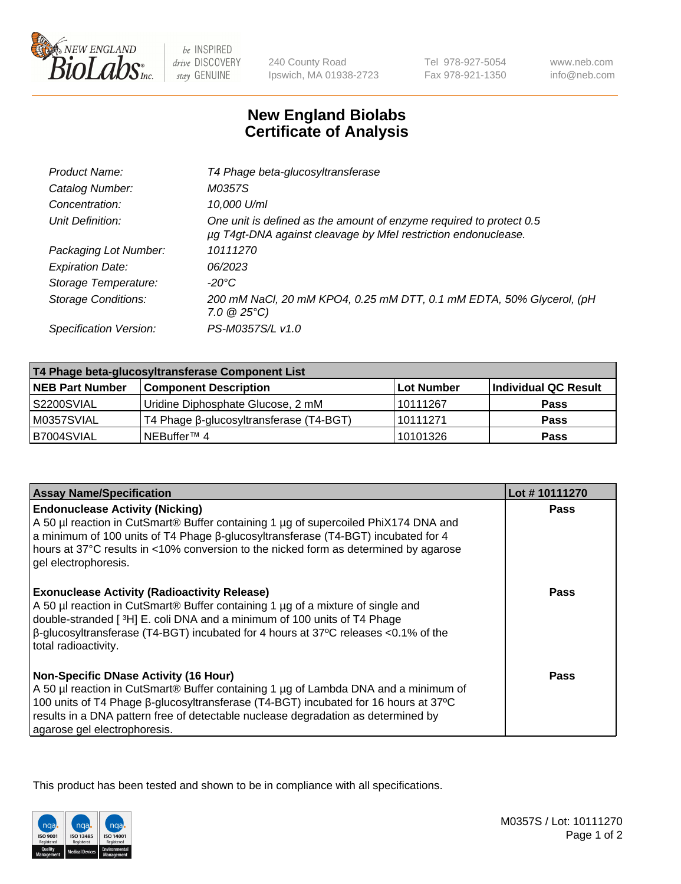New England BioLabs Inc. — be INSPIRED drive DISCOVERY stay GENUINE

240 County Road
Ipswich, MA 01938-2723

Tel 978-927-5054
Fax 978-921-1350

www.neb.com
info@neb.com

# New England Biolabs Certificate of Analysis

| | |
|---|---|
| *Product Name:* | *T4 Phage beta-glucosyltransferase* |
| *Catalog Number:* | *M0357S* |
| *Concentration:* | *10,000 U/ml* |
| *Unit Definition:* | *One unit is defined as the amount of enzyme required to protect 0.5 µg T4gt-DNA against cleavage by MfeI restriction endonuclease.* |
| *Packaging Lot Number:* | *10111270* |
| *Expiration Date:* | *06/2023* |
| *Storage Temperature:* | *-20°C* |
| *Storage Conditions:* | *200 mM NaCl, 20 mM KPO4, 0.25 mM DTT, 0.1 mM EDTA, 50% Glycerol, (pH 7.0 @ 25°C)* |
| *Specification Version:* | *PS-M0357S/L v1.0* |

| T4 Phage beta-glucosyltransferase Component List | | | |
|---|---|---|---|
| **NEB Part Number** | **Component Description** | **Lot Number** | **Individual QC Result** |
| S2200SVIAL | Uridine Diphosphate Glucose, 2 mM | 10111267 | **Pass** |
| M0357SVIAL | T4 Phage β-glucosyltransferase (T4-BGT) | 10111271 | **Pass** |
| B7004SVIAL | NEBuffer™ 4 | 10101326 | **Pass** |

| Assay Name/Specification | Lot # 10111270 |
|---|---|
| **Endonuclease Activity (Nicking)** A 50 µl reaction in CutSmart® Buffer containing 1 µg of supercoiled PhiX174 DNA and a minimum of 100 units of T4 Phage β-glucosyltransferase (T4-BGT) incubated for 4 hours at 37°C results in <10% conversion to the nicked form as determined by agarose gel electrophoresis. | **Pass** |
| **Exonuclease Activity (Radioactivity Release)** A 50 µl reaction in CutSmart® Buffer containing 1 µg of a mixture of single and double-stranded [ $^{3}$H] E. coli DNA and a minimum of 100 units of T4 Phage β-glucosyltransferase (T4-BGT) incubated for 4 hours at 37ºC releases <0.1% of the total radioactivity. | **Pass** |
| **Non-Specific DNase Activity (16 Hour)** A 50 µl reaction in CutSmart® Buffer containing 1 µg of Lambda DNA and a minimum of 100 units of T4 Phage β-glucosyltransferase (T4-BGT) incubated for 16 hours at 37ºC results in a DNA pattern free of detectable nuclease degradation as determined by agarose gel electrophoresis. | **Pass** |

This product has been tested and shown to be in compliance with all specifications.

ISO 9001 Registered Quality Management | ISO 13485 Registered Medical Devices | ISO 14001 Registered Environmental Management

M0357S / Lot: 10111270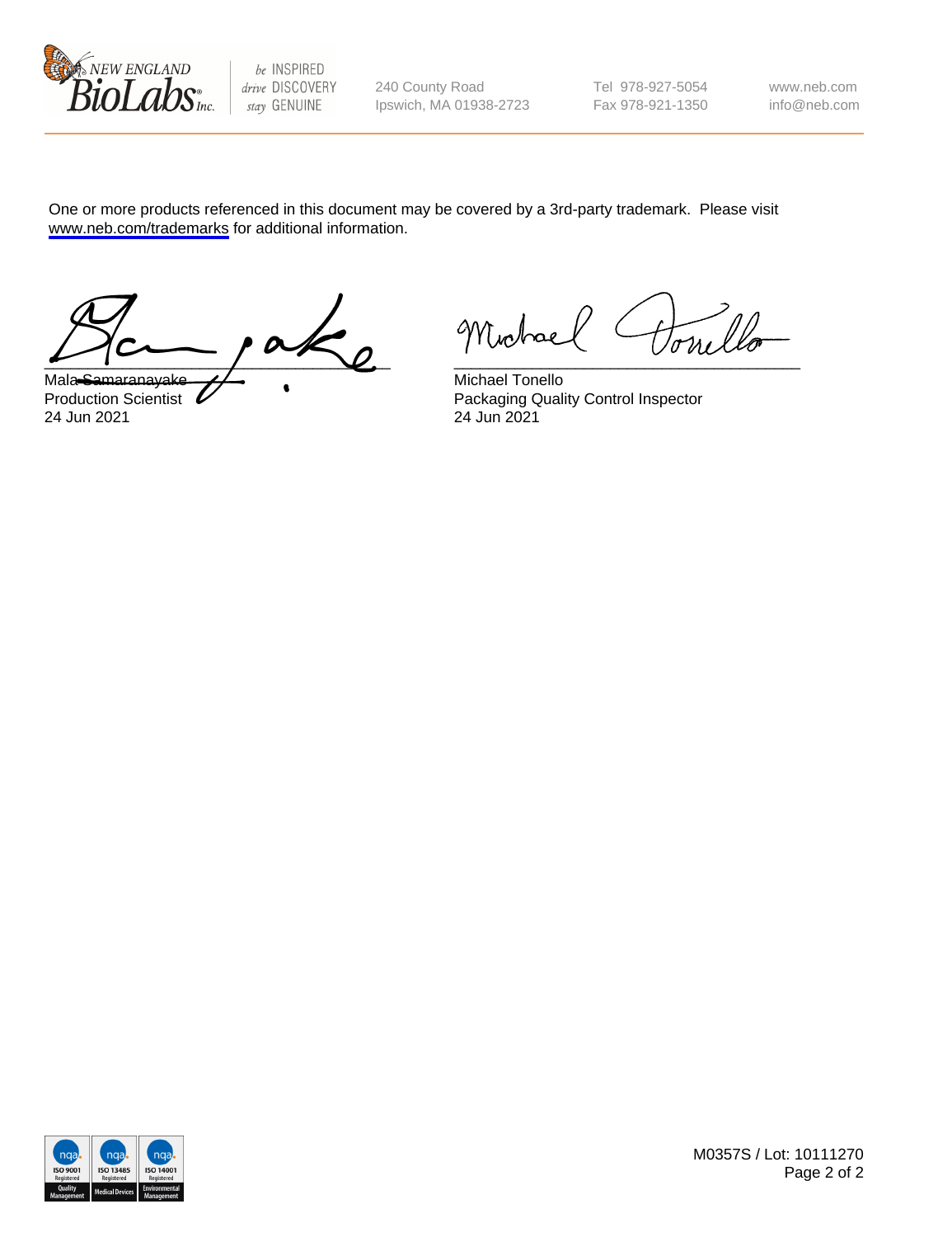One or more products referenced in this document may be covered by a 3rd-party trademark. Please visit www.neb.com/trademarks for additional information.

Mala Samaranayake
Production Scientist
24 Jun 2021

Michael Tonello
Packaging Quality Control Inspector
24 Jun 2021

M0357S / Lot: 10111270